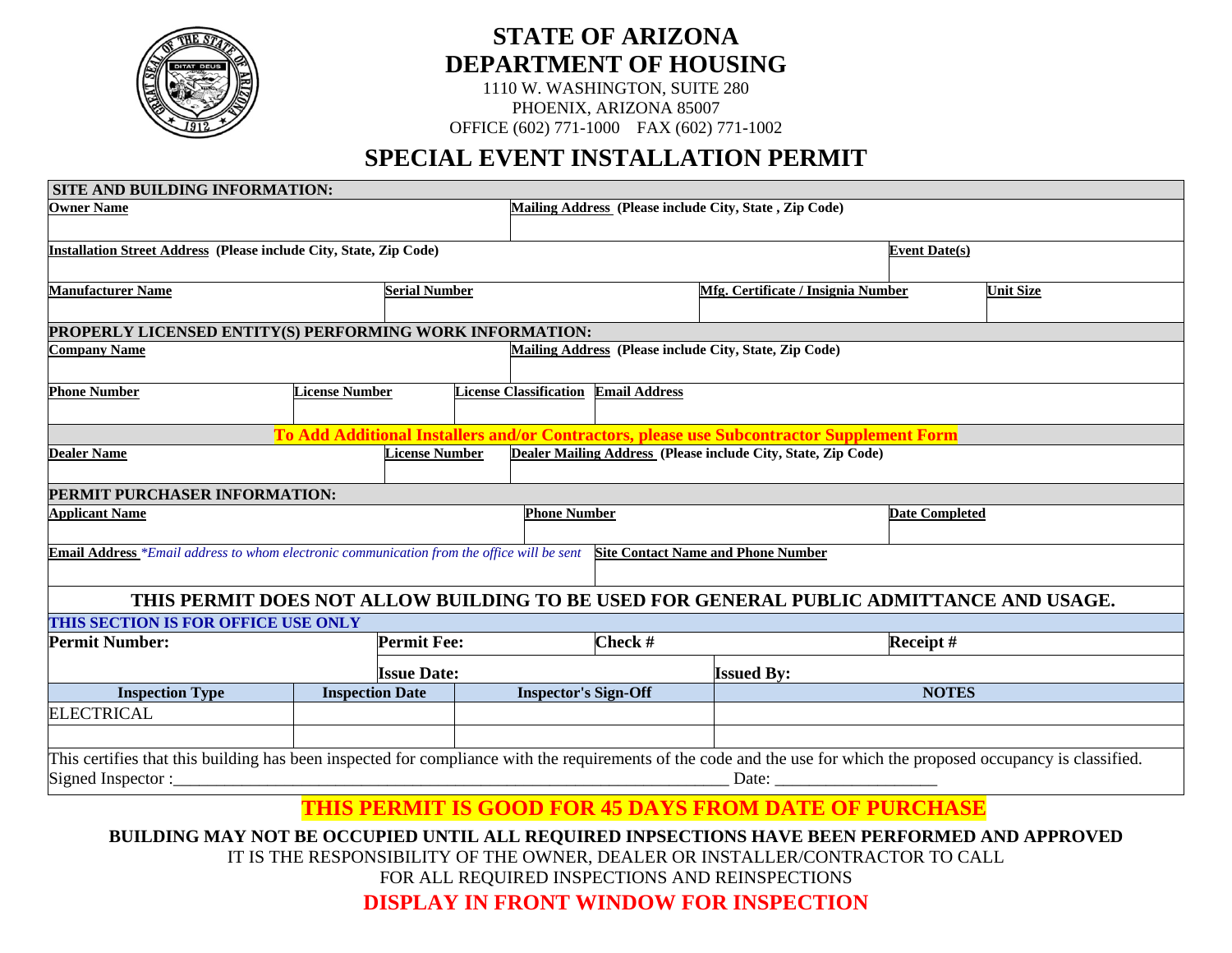# STATE OF ARIZONA
# DEPARTMENT OF HOUSING

1110 W. WASHINGTON, SUITE 280
PHOENIX, ARIZONA 85007
OFFICE (602) 771-1000 FAX (602) 771-1002

## SPECIAL EVENT INSTALLATION PERMIT

**SITE AND BUILDING INFORMATION:**

| **Owner Name** | **Mailing Address (Please include City, State , Zip Code)** | | |
|---|---|---|---|
| | | | |

| **Installation Street Address (Please include City, State, Zip Code)** | **Event Date(s)** |
|---|---|
| | |

| **Manufacturer Name** | **Serial Number** | **Mfg. Certificate / Insignia Number** | **Unit Size** |
|---|---|---|---|
| | | | |

**PROPERLY LICENSED ENTITY(S) PERFORMING WORK INFORMATION:**

| **Company Name** | **Mailing Address (Please include City, State, Zip Code)** |
|---|---|
| | |

| **Phone Number** | **License Number** | **License Classification** | **Email Address** |
|---|---|---|---|
| | | | |

**To Add Additional Installers and/or Contractors, please use Subcontractor Supplement Form**

| **Dealer Name** | **License Number** | **Dealer Mailing Address (Please include City, State, Zip Code)** |
|---|---|---|
| | | |

**PERMIT PURCHASER INFORMATION:**

| **Applicant Name** | **Phone Number** | **Date Completed** |
|---|---|---|
| | | |

| **Email Address** *\*Email address to whom electronic communication from the office will be sent* | **Site Contact Name and Phone Number** |
|---|---|
| | |

**THIS PERMIT DOES NOT ALLOW BUILDING TO BE USED FOR GENERAL PUBLIC ADMITTANCE AND USAGE.**

**THIS SECTION IS FOR OFFICE USE ONLY**

| **Permit Number:** | **Permit Fee:** | **Check #** | **Receipt #** |
|---|---|---|---|
| | **Issue Date:** | **Issued By:** | |

| **Inspection Type** | **Inspection Date** | **Inspector's Sign-Off** | **NOTES** |
|---|---|---|---|
| ELECTRICAL | | | |
| | | | |

This certifies that this building has been inspected for compliance with the requirements of the code and the use for which the proposed occupancy is classified.
Signed Inspector :_________________________________________________________________ Date: ___________________

**THIS PERMIT IS GOOD FOR 45 DAYS FROM DATE OF PURCHASE**

**BUILDING MAY NOT BE OCCUPIED UNTIL ALL REQUIRED INPSECTIONS HAVE BEEN PERFORMED AND APPROVED**

IT IS THE RESPONSIBILITY OF THE OWNER, DEALER OR INSTALLER/CONTRACTOR TO CALL
FOR ALL REQUIRED INSPECTIONS AND REINSPECTIONS

**DISPLAY IN FRONT WINDOW FOR INSPECTION**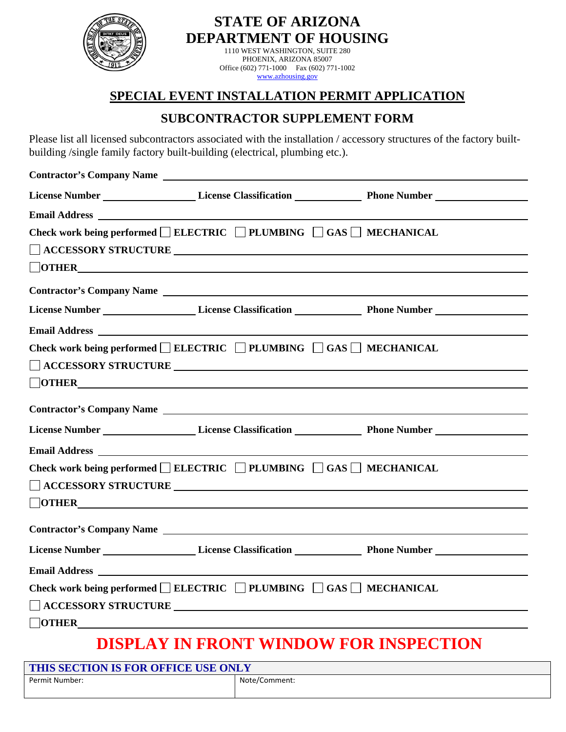# STATE OF ARIZONA
# DEPARTMENT OF HOUSING

1110 WEST WASHINGTON, SUITE 280
PHOENIX, ARIZONA 85007
Office (602) 771-1000 Fax (602) 771-1002
www.azhousing.gov

## SPECIAL EVENT INSTALLATION PERMIT APPLICATION

## SUBCONTRACTOR SUPPLEMENT FORM

Please list all licensed subcontractors associated with the installation / accessory structures of the factory built-building /single family factory built-building (electrical, plumbing etc.).

**Contractor's Company Name** ____________________

**License Number** ____________ **License Classification** ____________ **Phone Number** ____________

**Email Address** ____________________

**Check work being performed** ☐ **ELECTRIC** ☐ **PLUMBING** ☐ **GAS** ☐ **MECHANICAL**

☐ **ACCESSORY STRUCTURE** ____________________

☐ **OTHER** ____________________

**Contractor's Company Name** ____________________

**License Number** ____________ **License Classification** ____________ **Phone Number** ____________

**Email Address** ____________________

**Check work being performed** ☐ **ELECTRIC** ☐ **PLUMBING** ☐ **GAS** ☐ **MECHANICAL**

☐ **ACCESSORY STRUCTURE** ____________________

☐ **OTHER** ____________________

**Contractor's Company Name** ____________________

**License Number** ____________ **License Classification** ____________ **Phone Number** ____________

**Email Address** ____________________

**Check work being performed** ☐ **ELECTRIC** ☐ **PLUMBING** ☐ **GAS** ☐ **MECHANICAL**

☐ **ACCESSORY STRUCTURE** ____________________

☐ **OTHER** ____________________

**Contractor's Company Name** ____________________

**License Number** ____________ **License Classification** ____________ **Phone Number** ____________

**Email Address** ____________________

**Check work being performed** ☐ **ELECTRIC** ☐ **PLUMBING** ☐ **GAS** ☐ **MECHANICAL**

☐ **ACCESSORY STRUCTURE** ____________________

☐ **OTHER** ____________________

# DISPLAY IN FRONT WINDOW FOR INSPECTION

| THIS SECTION IS FOR OFFICE USE ONLY | |
|---|---|
| Permit Number: | Note/Comment: |